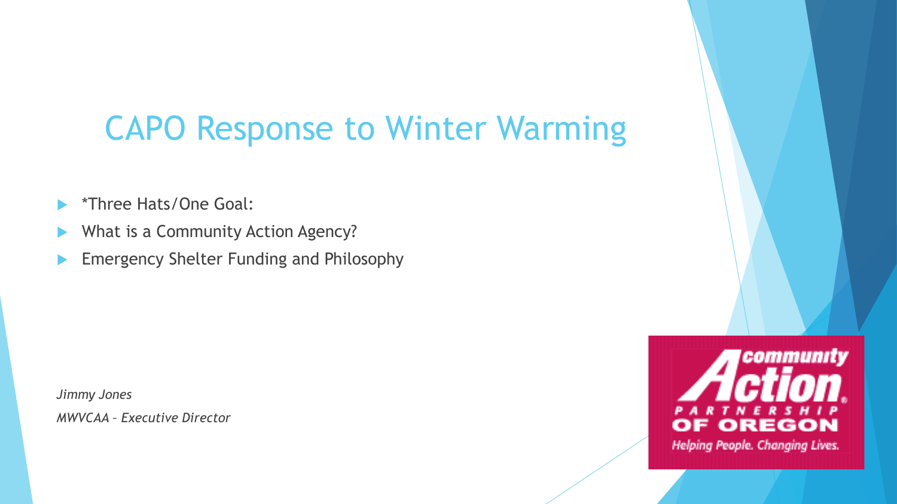# CAPO Response to Winter Warming

- *Three Hats/One Goal:
- What is a Community Action Agency?
- Emergency Shelter Funding and Philosophy

*Jimmy Jones*

*MWVCAA – Executive Director*

community Action PARTNERSHIP OF OREGON

Helping People. Changing Lives.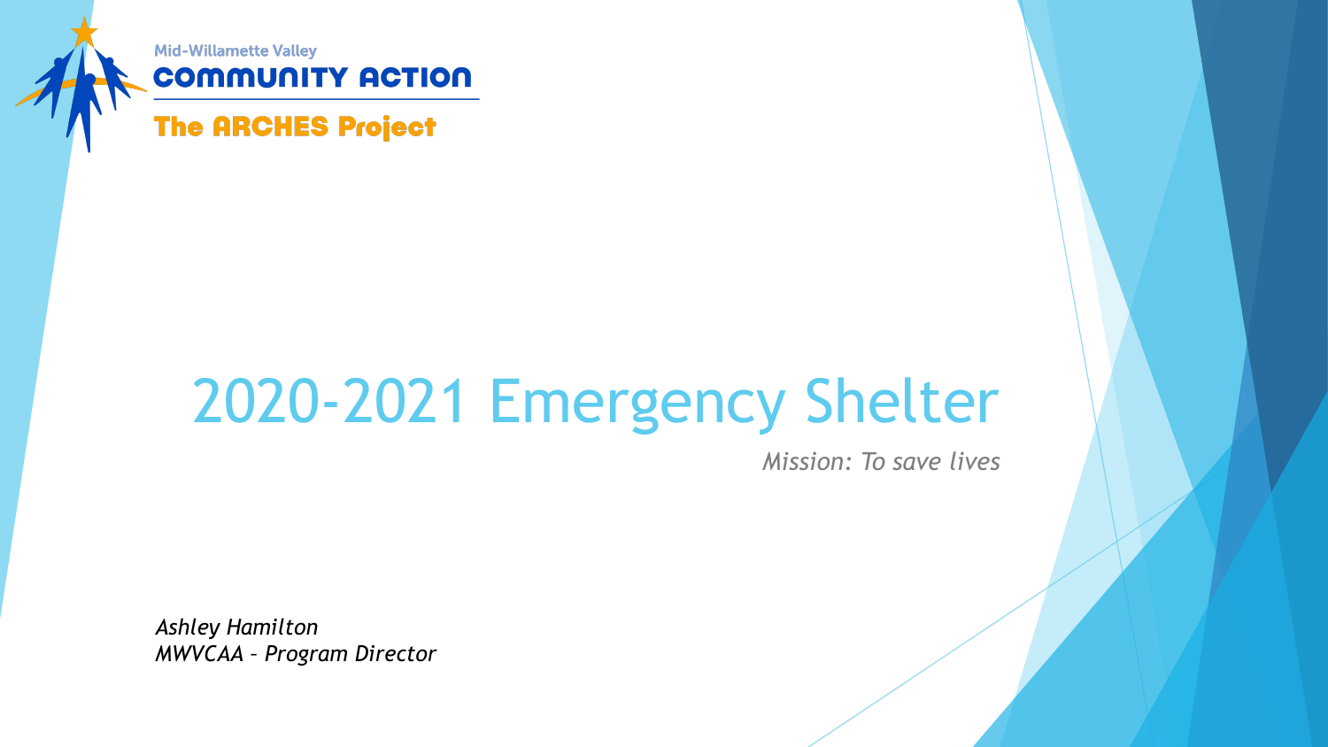Mid-Willamette Valley
**COMMUNITY ACTION**

**The ARCHES Project**

# 2020-2021 Emergency Shelter

*Mission: To save lives*

*Ashley Hamilton*
*MWVCAA – Program Director*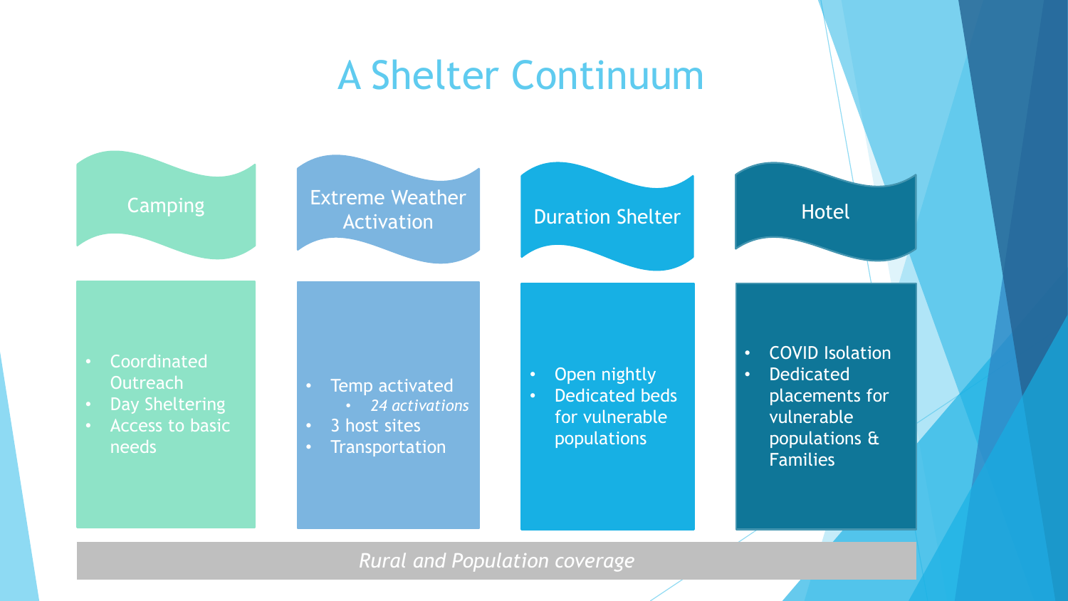# A Shelter Continuum

## Camping

- Coordinated Outreach
- Day Sheltering
- Access to basic needs

## Extreme Weather Activation

- Temp activated
  - *24 activations*
- 3 host sites
- Transportation

## Duration Shelter

- Open nightly
- Dedicated beds for vulnerable populations

## Hotel

- COVID Isolation
- Dedicated placements for vulnerable populations & Families

*Rural and Population coverage*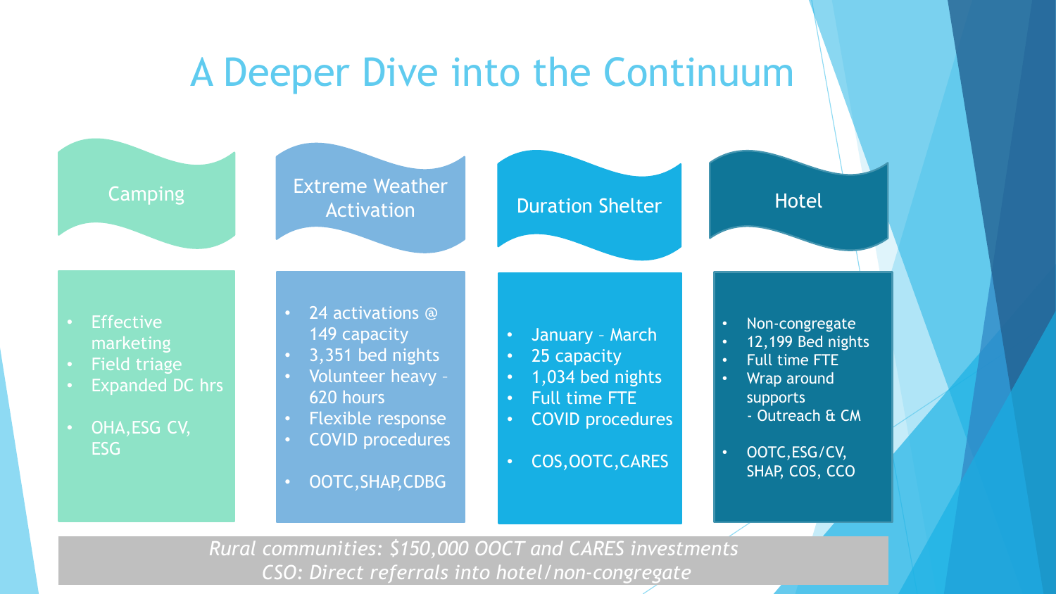# A Deeper Dive into the Continuum

## Camping

- Effective marketing
- Field triage
- Expanded DC hrs

- OHA,ESG CV, ESG

## Extreme Weather Activation

- 24 activations @ 149 capacity
- 3,351 bed nights
- Volunteer heavy – 620 hours
- Flexible response
- COVID procedures

- OOTC,SHAP,CDBG

## Duration Shelter

- January – March
- 25 capacity
- 1,034 bed nights
- Full time FTE
- COVID procedures

- COS,OOTC,CARES

## Hotel

- Non-congregate
- 12,199 Bed nights
- Full time FTE
- Wrap around supports
  - Outreach & CM

- OOTC,ESG/CV, SHAP, COS, CCO

*Rural communities: $150,000 OOCT and CARES investments*
*CSO: Direct referrals into hotel/non-congregate*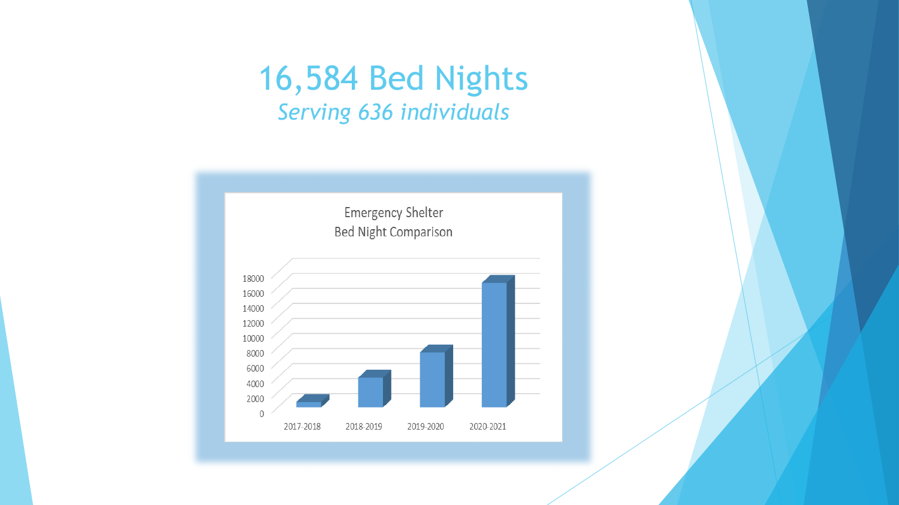# 16,584 Bed Nights

*Serving 636 individuals*

Emergency Shelter
Bed Night Comparison

18000
16000
14000
12000
10000
8000
6000
4000
2000
0

2017-2018 2018-2019 2019-2020 2020-2021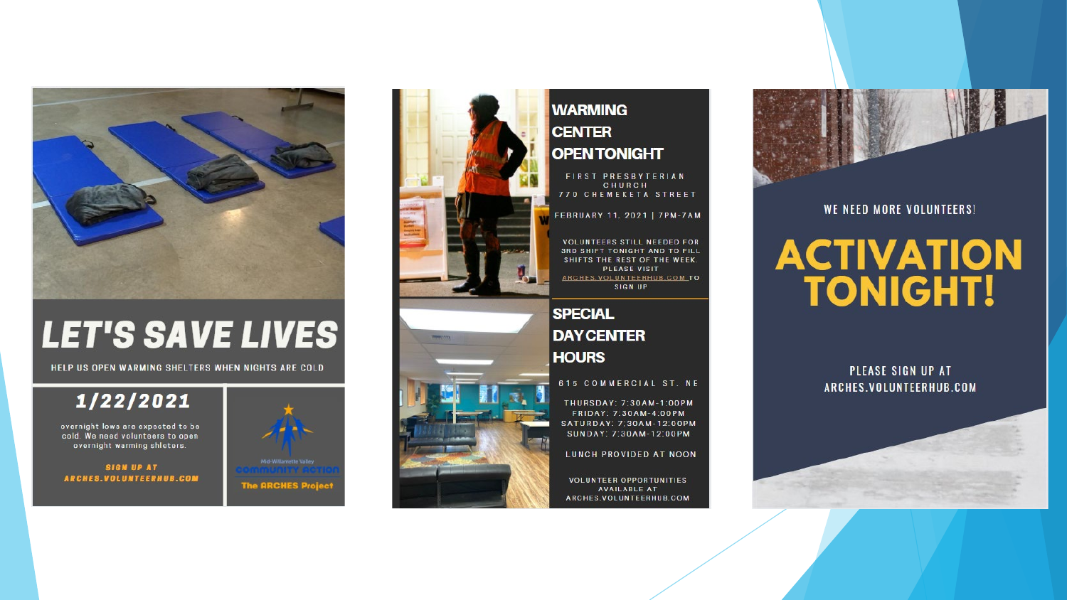# LET'S SAVE LIVES

HELP US OPEN WARMING SHELTERS WHEN NIGHTS ARE COLD

## 1/22/2021

overnight lows are expected to be cold. We need volunteers to open overnight warming shelters.

SIGN UP AT
ARCHES.VOLUNTEERHUB.COM

Mid-Willamette Valley
Community Action
The ARCHES Project

# WARMING CENTER OPEN TONIGHT

FIRST PRESBYTERIAN CHURCH
770 CHEMEKETA STREET

FEBRUARY 11, 2021 | 7PM-7AM

VOLUNTEERS STILL NEEDED FOR 3RD SHIFT TONIGHT AND TO FILL SHIFTS THE REST OF THE WEEK. PLEASE VISIT ARCHES.VOLUNTEERHUB.COM TO SIGN UP

# SPECIAL DAY CENTER HOURS

615 COMMERCIAL ST. NE

THURSDAY: 7:30AM-1:00PM
FRIDAY: 7:30AM-4:00PM
SATURDAY: 7:30AM-12:00PM
SUNDAY: 7:30AM-12:00PM

LUNCH PROVIDED AT NOON

VOLUNTEER OPPORTUNITIES AVAILABLE AT ARCHES.VOLUNTEERHUB.COM

WE NEED MORE VOLUNTEERS!

# ACTIVATION TONIGHT!

PLEASE SIGN UP AT
ARCHES.VOLUNTEERHUB.COM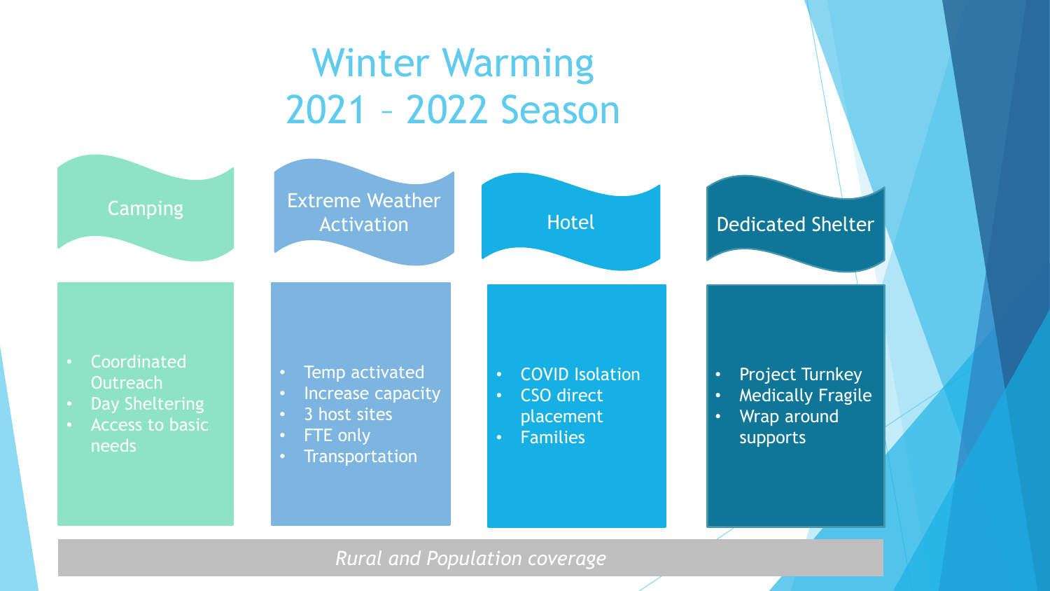# Winter Warming 2021 – 2022 Season

## Camping

- Coordinated Outreach
- Day Sheltering
- Access to basic needs

## Extreme Weather Activation

- Temp activated
- Increase capacity
- 3 host sites
- FTE only
- Transportation

## Hotel

- COVID Isolation
- CSO direct placement
- Families

## Dedicated Shelter

- Project Turnkey
- Medically Fragile
- Wrap around supports

*Rural and Population coverage*